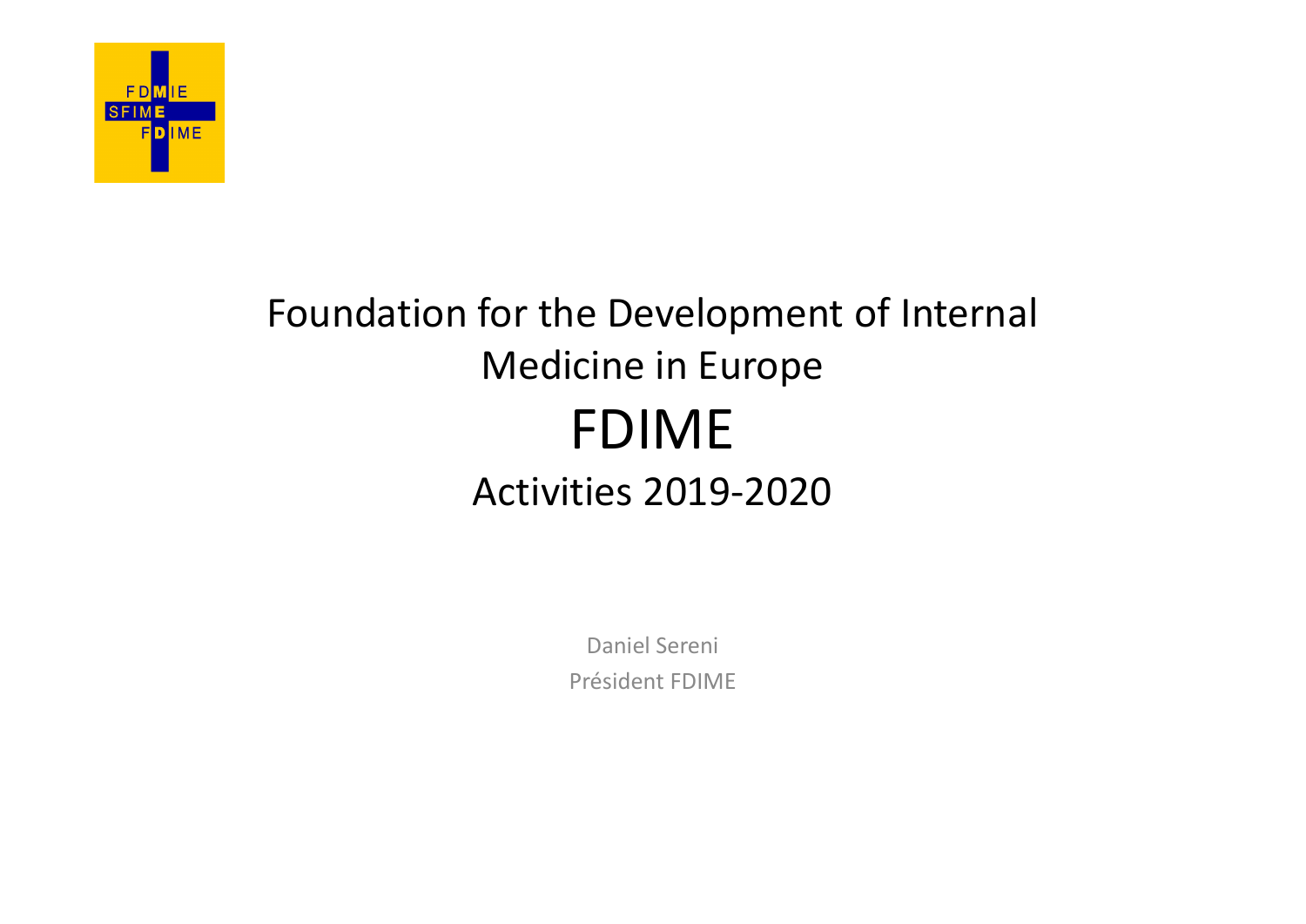# Foundation for the Development of Internal Medicine in Europe

# FDIME

## Activities 2019-2020

Daniel Sereni

Président FDIME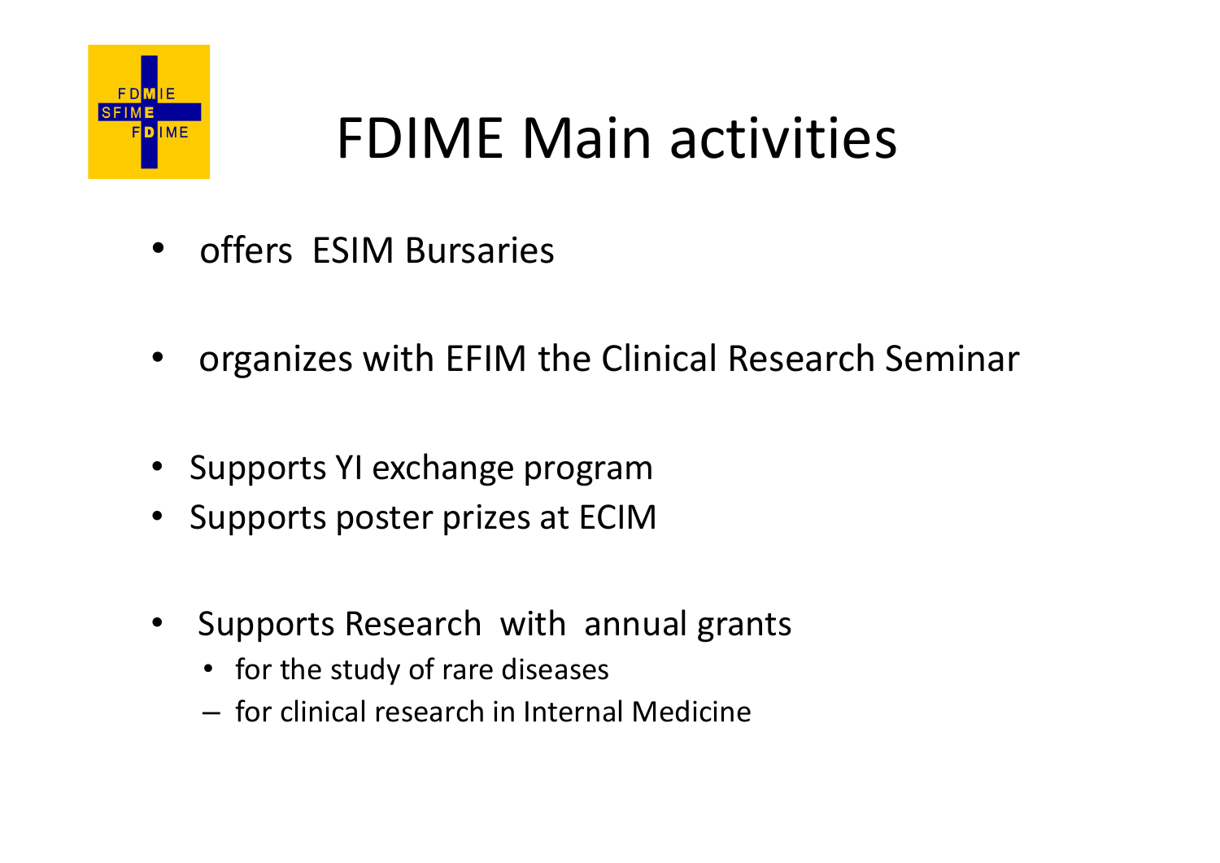# FDIME Main activities

- offers ESIM Bursaries

- organizes with EFIM the Clinical Research Seminar

- Supports YI exchange program
- Supports poster prizes at ECIM

- Supports Research with annual grants
  - for the study of rare diseases
  - for clinical research in Internal Medicine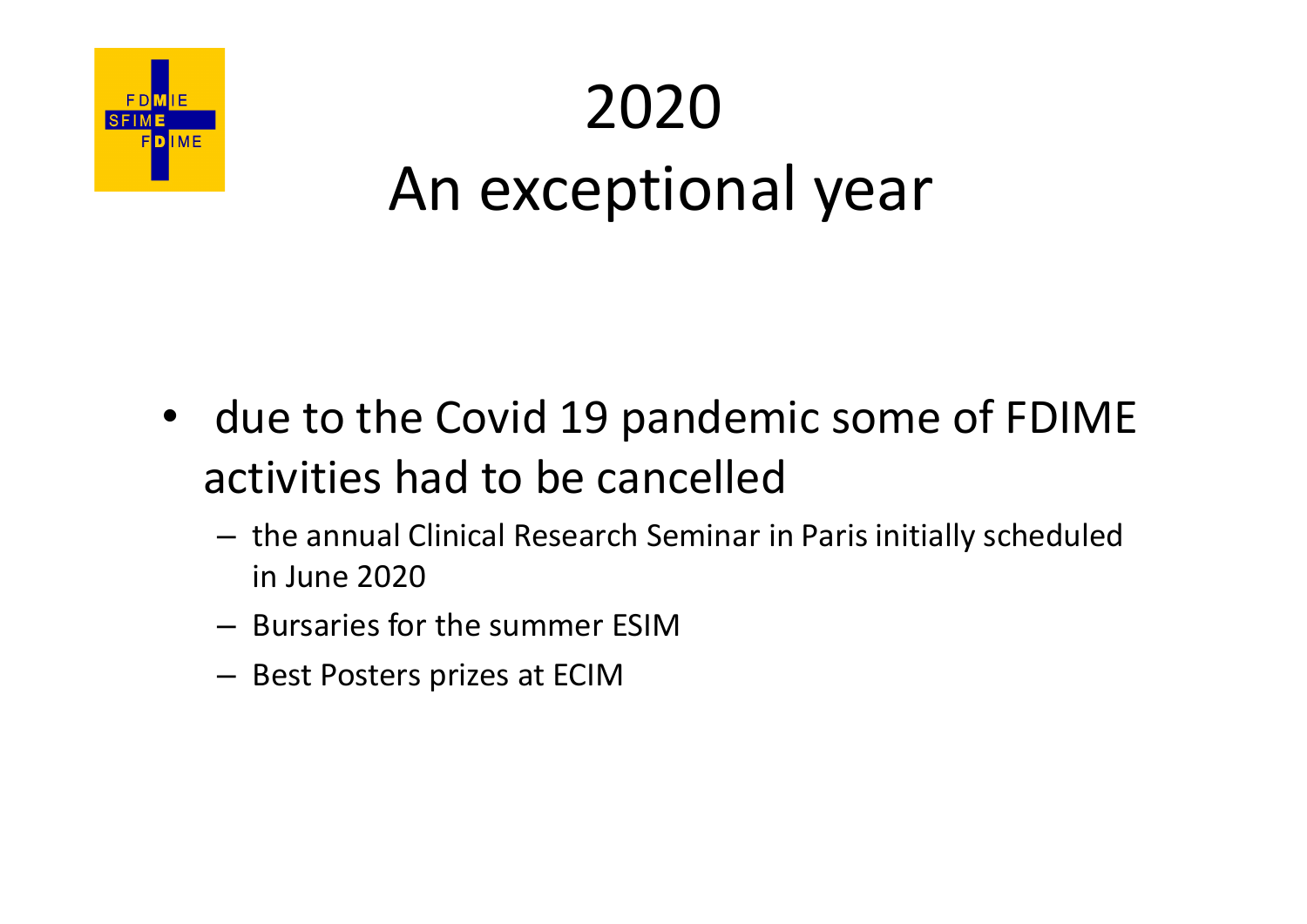# 2020
# An exceptional year

- due to the Covid 19 pandemic some of FDIME activities had to be cancelled
  - the annual Clinical Research Seminar in Paris initially scheduled in June 2020
  - Bursaries for the summer ESIM
  - Best Posters prizes at ECIM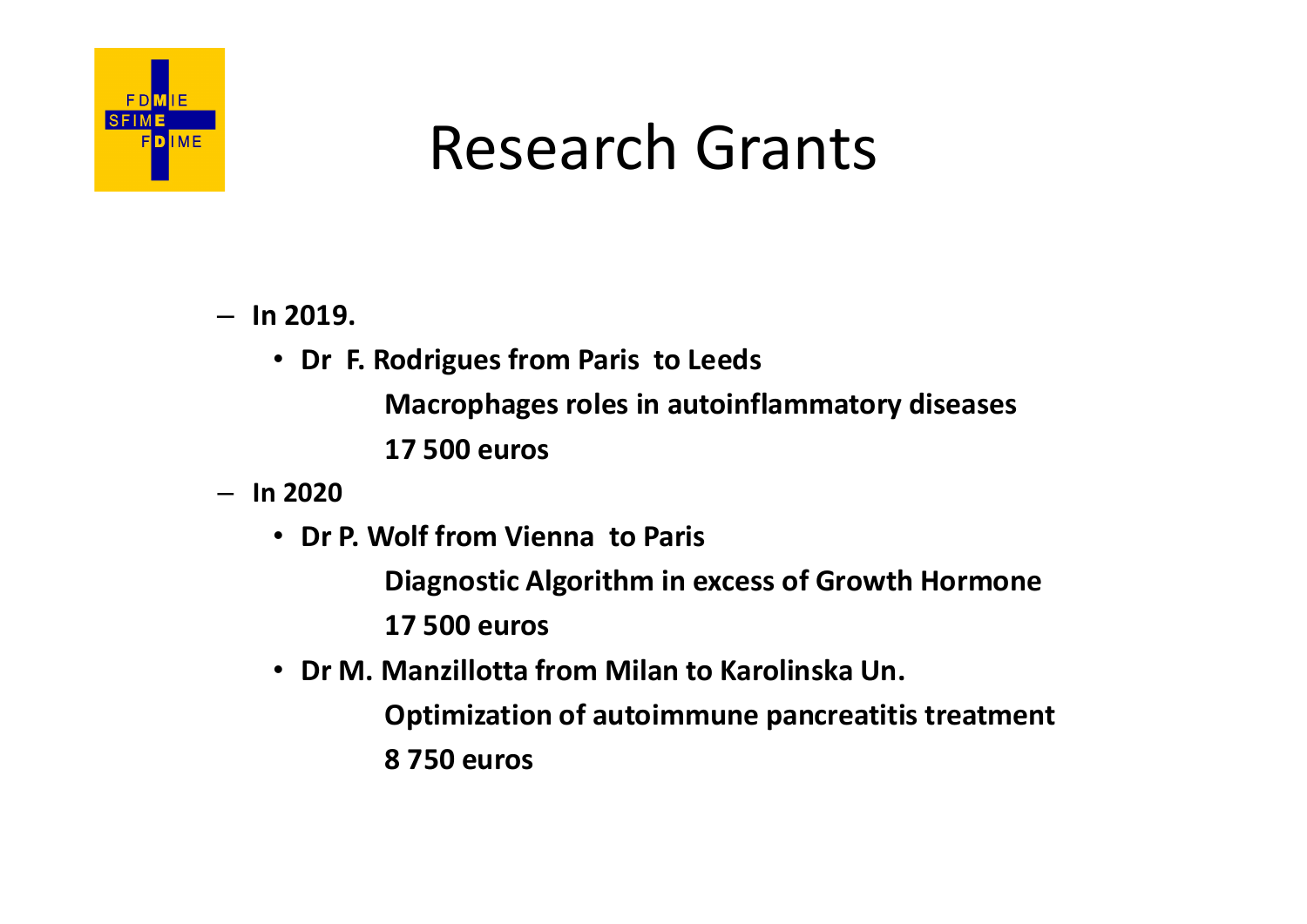# Research Grants

- **In 2019.**
  - **Dr F. Rodrigues from Paris to Leeds**

    **Macrophages roles in autoinflammatory diseases**

    **17 500 euros**
- **In 2020**
  - **Dr P. Wolf from Vienna to Paris**

    **Diagnostic Algorithm in excess of Growth Hormone**

    **17 500 euros**
  - **Dr M. Manzillotta from Milan to Karolinska Un.**

    **Optimization of autoimmune pancreatitis treatment**

    **8 750 euros**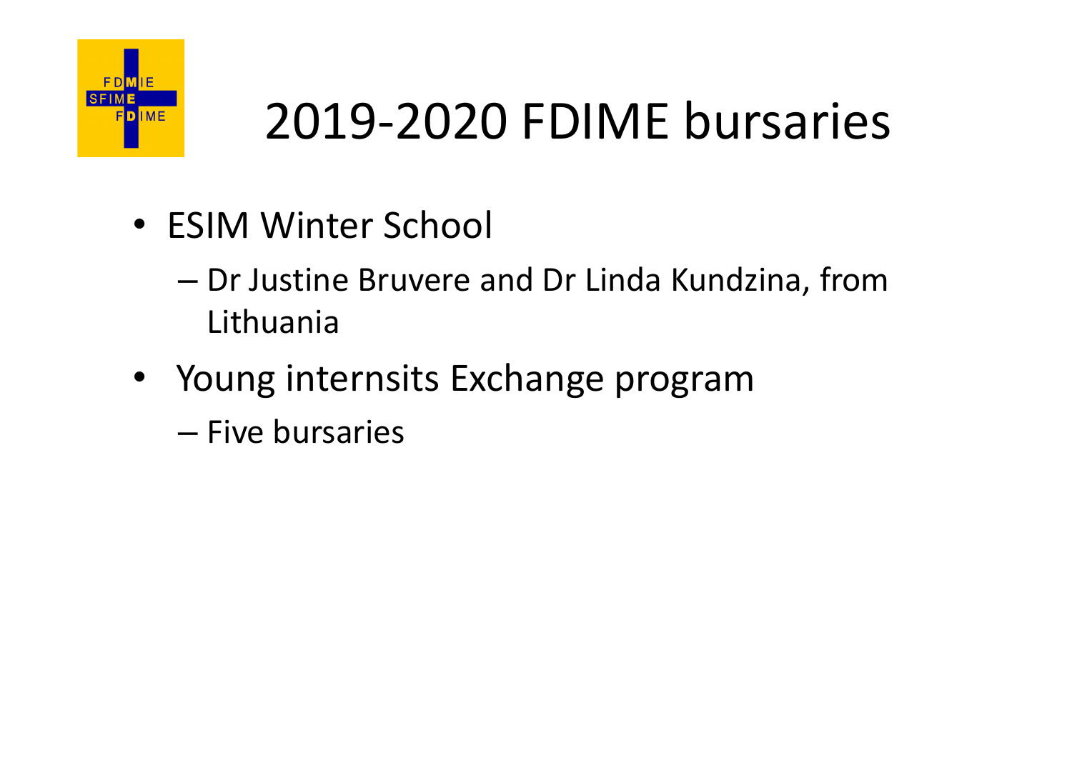# 2019-2020 FDIME bursaries

- ESIM Winter School
  - Dr Justine Bruvere and Dr Linda Kundzina, from Lithuania
- Young internsits Exchange program
  - Five bursaries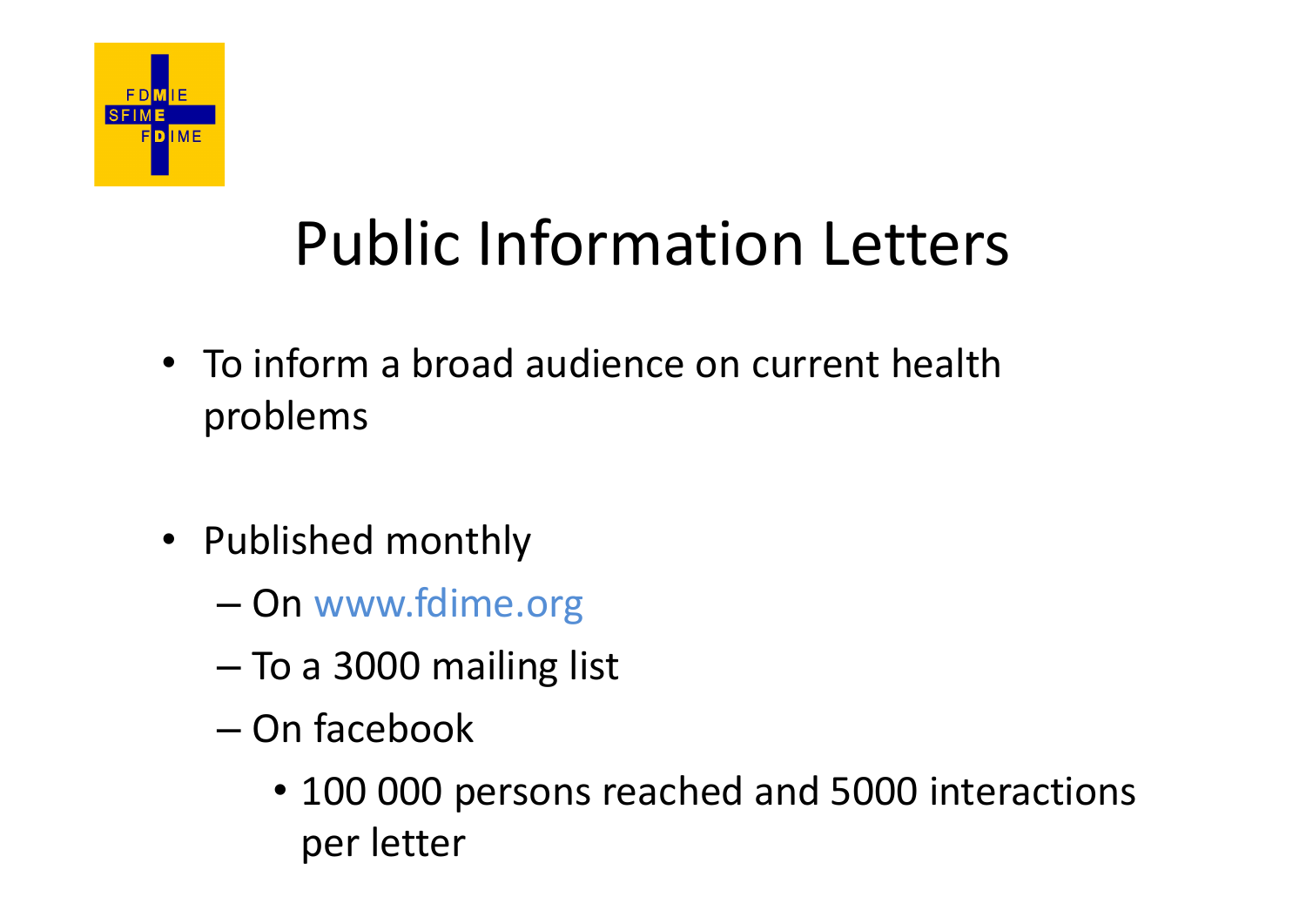# Public Information Letters

- To inform a broad audience on current health problems

- Published monthly
  - On www.fdime.org
  - To a 3000 mailing list
  - On facebook
    - 100 000 persons reached and 5000 interactions per letter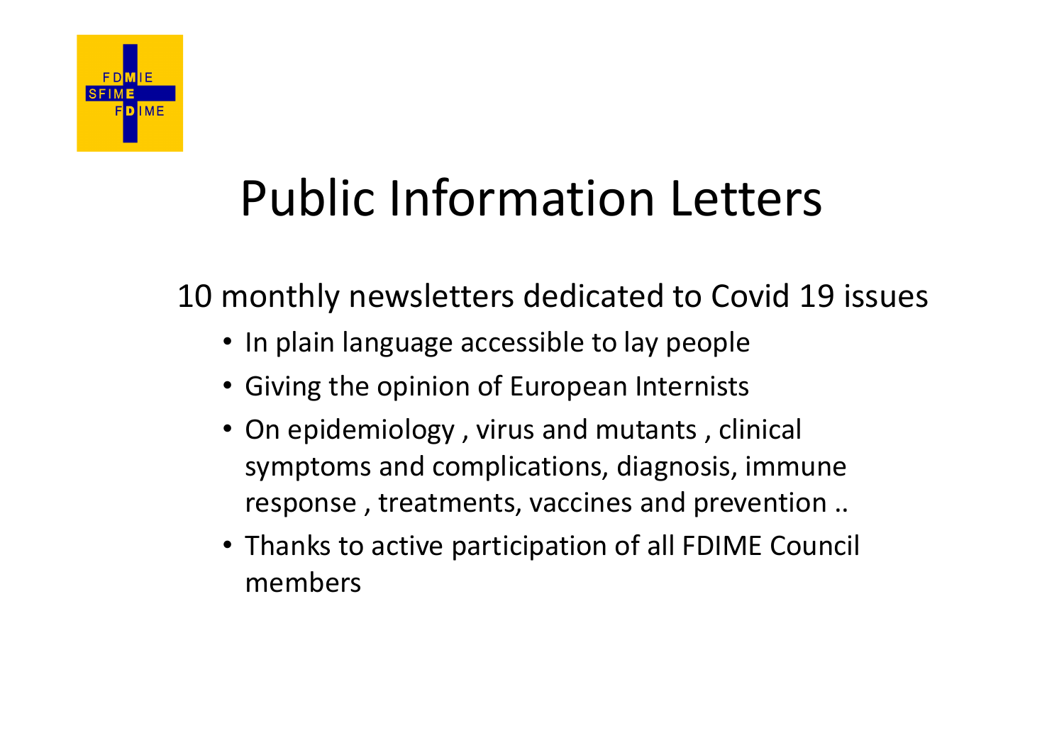# Public Information Letters

10 monthly newsletters dedicated to Covid 19 issues

- In plain language accessible to lay people
- Giving the opinion of European Internists
- On epidemiology , virus and mutants , clinical symptoms and complications, diagnosis, immune response , treatments, vaccines and prevention ..
- Thanks to active participation of all FDIME Council members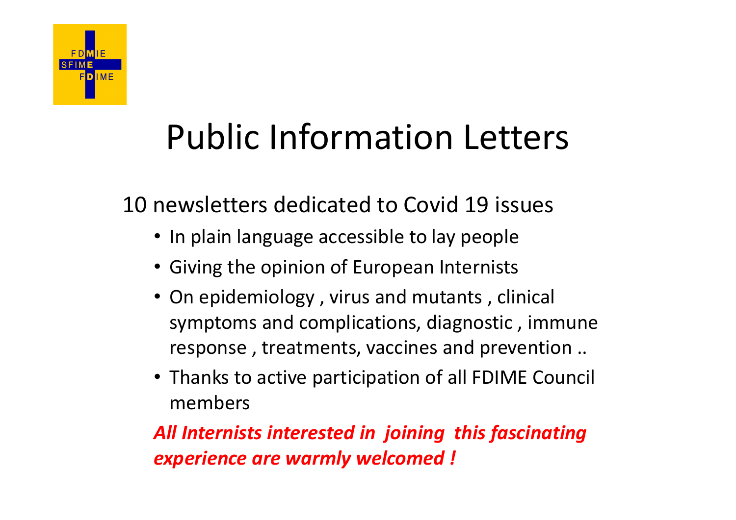# Public Information Letters

10 newsletters dedicated to Covid 19 issues

- In plain language accessible to lay people
- Giving the opinion of European Internists
- On epidemiology , virus and mutants , clinical symptoms and complications, diagnostic , immune response , treatments, vaccines and prevention ..
- Thanks to active participation of all FDIME Council members

***All Internists interested in joining this fascinating experience are warmly welcomed !***